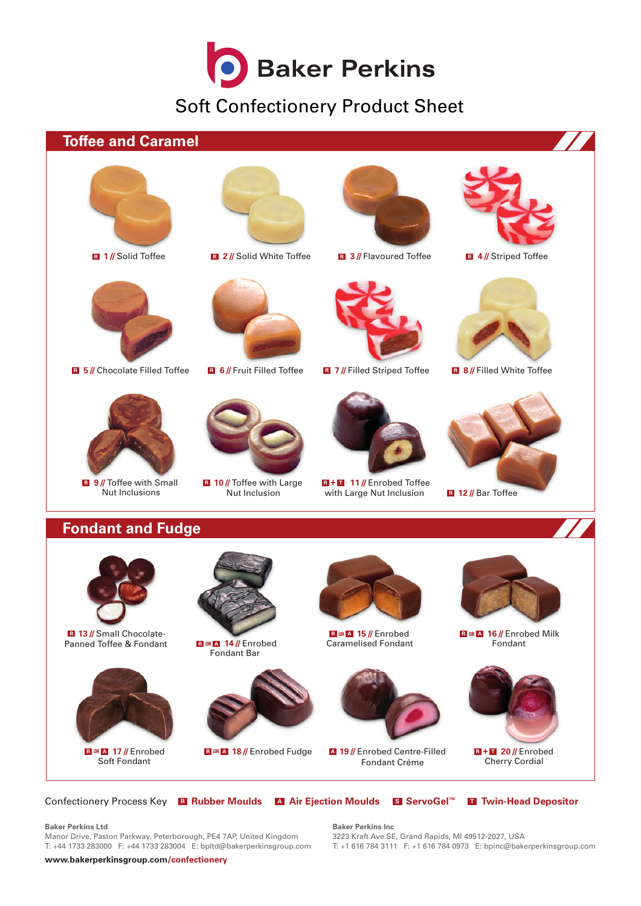# Baker Perkins

## Soft Confectionery Product Sheet

## Toffee and Caramel

R 1 // Solid Toffee

R 2 // Solid White Toffee

R 3 // Flavoured Toffee

R 4 // Striped Toffee

R 5 // Chocolate Filled Toffee

R 6 // Fruit Filled Toffee

R 7 // Filled Striped Toffee

R 8 // Filled White Toffee

R 9 // Toffee with Small Nut Inclusions

R 10 // Toffee with Large Nut Inclusion

R + T 11 // Enrobed Toffee with Large Nut Inclusion

R 12 // Bar Toffee

## Fondant and Fudge

R 13 // Small Chocolate-Panned Toffee & Fondant

R OR A 14 // Enrobed Fondant Bar

R OR A 15 // Enrobed Caramelised Fondant

R OR A 16 // Enrobed Milk Fondant

R OR A 17 // Enrobed Soft Fondant

R OR A 18 // Enrobed Fudge

A 19 // Enrobed Centre-Filled Fondant Créme

R + T 20 // Enrobed Cherry Cordial

Confectionery Process Key **R Rubber Moulds** **A Air Ejection Moulds** **S ServoGel™** **T Twin-Head Depositor**

**Baker Perkins Ltd**
Manor Drive, Paston Parkway, Peterborough, PE4 7AP, United Kingdom
T: +44 1733 283000 F: +44 1733 283004 E: bpltd@bakerperkinsgroup.com

**Baker Perkins Inc**
3223 Kraft Ave SE, Grand Rapids, MI 49512-2027, USA
T: +1 616 784 3111 F: +1 616 784 0973 E: bpinc@bakerperkinsgroup.com

**www.bakerperkinsgroup.com/confectionery**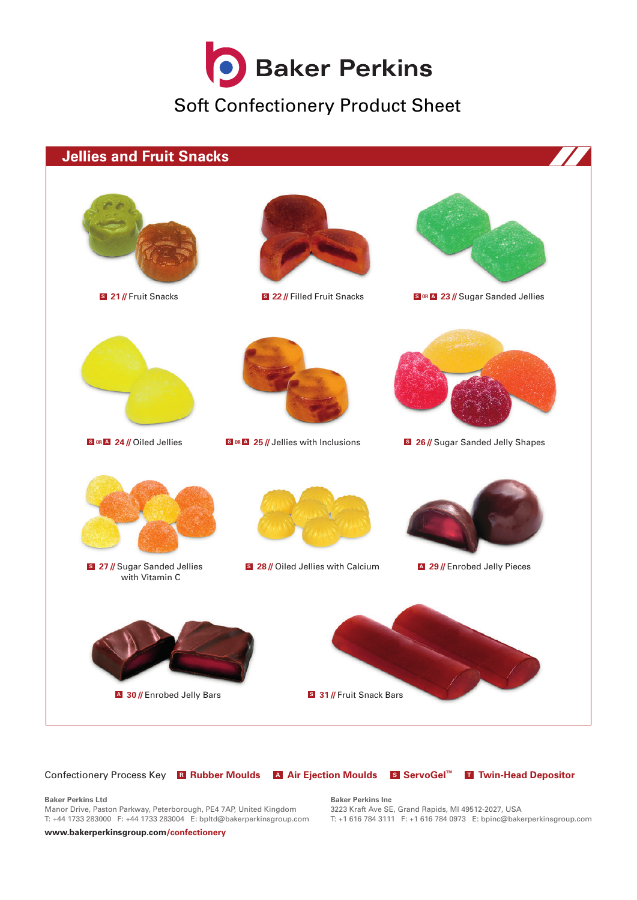# Baker Perkins

## Soft Confectionery Product Sheet

### Jellies and Fruit Snacks

S 21 // Fruit Snacks

S 22 // Filled Fruit Snacks

S OR A 23 // Sugar Sanded Jellies

S OR A 24 // Oiled Jellies

S OR A 25 // Jellies with Inclusions

S 26 // Sugar Sanded Jelly Shapes

S 27 // Sugar Sanded Jellies with Vitamin C

S 28 // Oiled Jellies with Calcium

A 29 // Enrobed Jelly Pieces

A 30 // Enrobed Jelly Bars

S 31 // Fruit Snack Bars

Confectionery Process Key **R Rubber Moulds** **A Air Ejection Moulds** **S ServoGel™** **T Twin-Head Depositor**

**Baker Perkins Ltd**
Manor Drive, Paston Parkway, Peterborough, PE4 7AP, United Kingdom
T: +44 1733 283000 F: +44 1733 283004 E: bpltd@bakerperkinsgroup.com

**Baker Perkins Inc**
3223 Kraft Ave SE, Grand Rapids, MI 49512-2027, USA
T: +1 616 784 3111 F: +1 616 784 0973 E: bpinc@bakerperkinsgroup.com

**www.bakerperkinsgroup.com/confectionery**